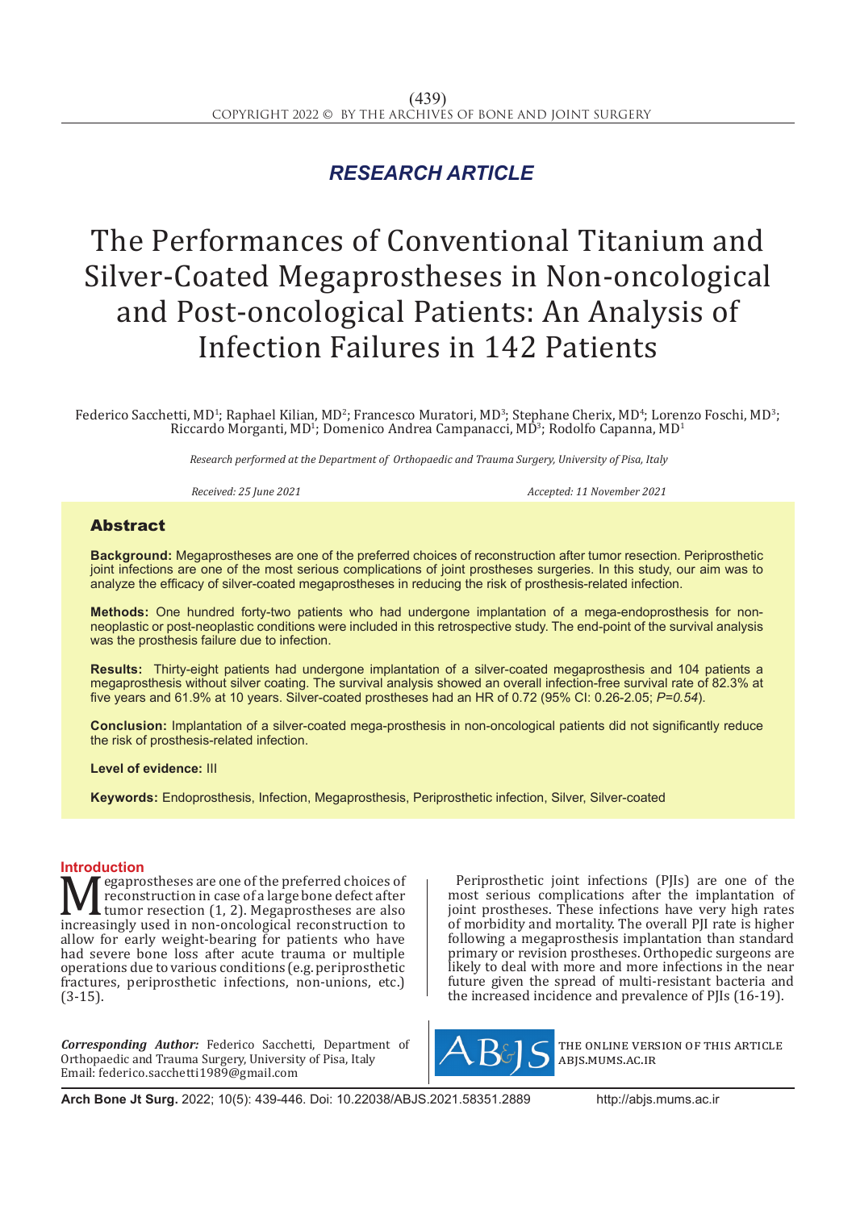RESEARCH ARTICLE

# The Performances of Conventional Titanium and Silver-Coated Megaprostheses in Non-oncological and Post-oncological Patients: An Analysis of Infection Failures in 142 Patients

Federico Sacchetti, MD[1]; Raphael Kilian, MD[2]; Francesco Muratori, MD[3]; Stephane Cherix, MD[4]; Lorenzo Foschi, MD[3]; Riccardo Morganti, MD[1]; Domenico Andrea Campanacci, MD[3]; Rodolfo Capanna, MD[1]

*Research performed at the Department of Orthopaedic and Trauma Surgery, University of Pisa, Italy*

*Received: 25 June 2021* *Accepted: 11 November 2021*

## Abstract

**Background:** Megaprostheses are one of the preferred choices of reconstruction after tumor resection. Periprosthetic joint infections are one of the most serious complications of joint prostheses surgeries. In this study, our aim was to analyze the efficacy of silver-coated megaprostheses in reducing the risk of prosthesis-related infection.

**Methods:** One hundred forty-two patients who had undergone implantation of a mega-endoprosthesis for non-neoplastic or post-neoplastic conditions were included in this retrospective study. The end-point of the survival analysis was the prosthesis failure due to infection.

**Results:** Thirty-eight patients had undergone implantation of a silver-coated megaprosthesis and 104 patients a megaprosthesis without silver coating. The survival analysis showed an overall infection-free survival rate of 82.3% at five years and 61.9% at 10 years. Silver-coated prostheses had an HR of 0.72 (95% CI: 0.26-2.05; *P=0.54*).

**Conclusion:** Implantation of a silver-coated mega-prosthesis in non-oncological patients did not significantly reduce the risk of prosthesis-related infection.

**Level of evidence:** III

**Keywords:** Endoprosthesis, Infection, Megaprosthesis, Periprosthetic infection, Silver, Silver-coated

## Introduction

Megaprostheses are one of the preferred choices of reconstruction in case of a large bone defect after tumor resection (1, 2). Megaprostheses are also increasingly used in non-oncological reconstruction to allow for early weight-bearing for patients who have had severe bone loss after acute trauma or multiple operations due to various conditions (e.g. periprosthetic fractures, periprosthetic infections, non-unions, etc.) (3-15).

Periprosthetic joint infections (PJIs) are one of the most serious complications after the implantation of joint prostheses. These infections have very high rates of morbidity and mortality. The overall PJI rate is higher following a megaprosthesis implantation than standard primary or revision prostheses. Orthopedic surgeons are likely to deal with more and more infections in the near future given the spread of multi-resistant bacteria and the increased incidence and prevalence of PJIs (16-19).

*Corresponding Author:* Federico Sacchetti, Department of Orthopaedic and Trauma Surgery, University of Pisa, Italy
Email: federico.sacchetti1989@gmail.com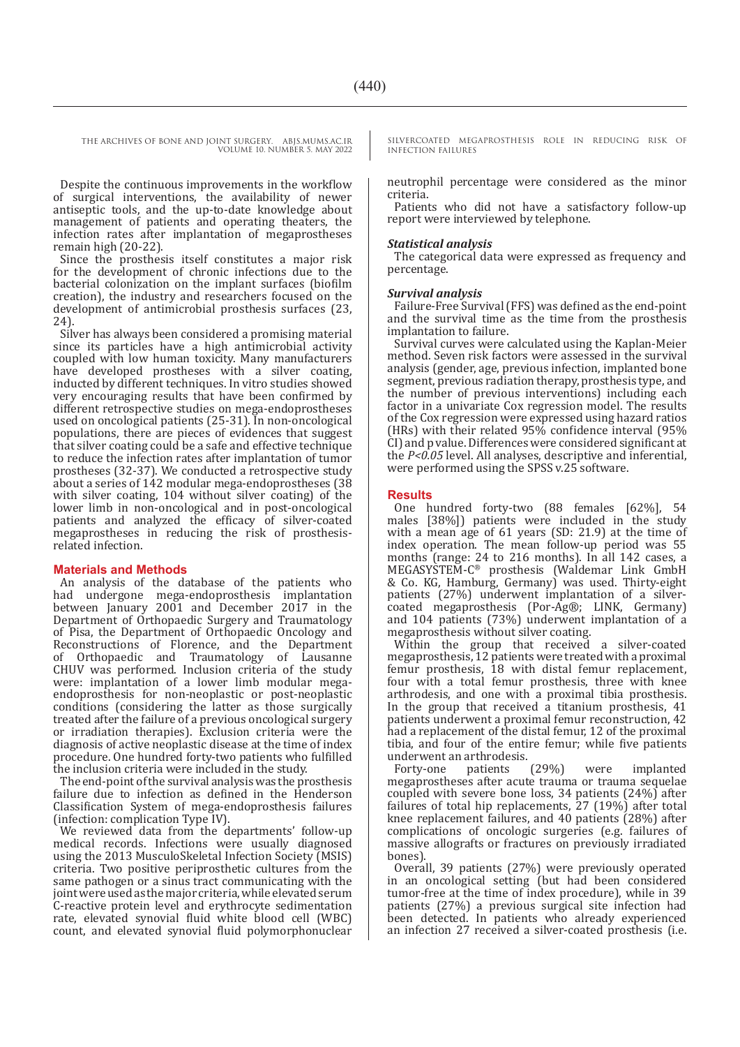Despite the continuous improvements in the workflow of surgical interventions, the availability of newer antiseptic tools, and the up-to-date knowledge about management of patients and operating theaters, the infection rates after implantation of megaprostheses remain high (20-22).

Since the prosthesis itself constitutes a major risk for the development of chronic infections due to the bacterial colonization on the implant surfaces (biofilm creation), the industry and researchers focused on the development of antimicrobial prosthesis surfaces (23, 24).

Silver has always been considered a promising material since its particles have a high antimicrobial activity coupled with low human toxicity. Many manufacturers have developed prostheses with a silver coating, inducted by different techniques. In vitro studies showed very encouraging results that have been confirmed by different retrospective studies on mega-endoprostheses used on oncological patients (25-31). In non-oncological populations, there are pieces of evidences that suggest that silver coating could be a safe and effective technique to reduce the infection rates after implantation of tumor prostheses (32-37). We conducted a retrospective study about a series of 142 modular mega-endoprostheses (38 with silver coating, 104 without silver coating) of the lower limb in non-oncological and in post-oncological patients and analyzed the efficacy of silver-coated megaprostheses in reducing the risk of prosthesis-related infection.

## Materials and Methods

An analysis of the database of the patients who had undergone mega-endoprosthesis implantation between January 2001 and December 2017 in the Department of Orthopaedic Surgery and Traumatology of Pisa, the Department of Orthopaedic Oncology and Reconstructions of Florence, and the Department of Orthopaedic and Traumatology of Lausanne CHUV was performed. Inclusion criteria of the study were: implantation of a lower limb modular mega-endoprosthesis for non-neoplastic or post-neoplastic conditions (considering the latter as those surgically treated after the failure of a previous oncological surgery or irradiation therapies). Exclusion criteria were the diagnosis of active neoplastic disease at the time of index procedure. One hundred forty-two patients who fulfilled the inclusion criteria were included in the study.

The end-point of the survival analysis was the prosthesis failure due to infection as defined in the Henderson Classification System of mega-endoprosthesis failures (infection: complication Type IV).

We reviewed data from the departments' follow-up medical records. Infections were usually diagnosed using the 2013 MusculoSkeletal Infection Society (MSIS) criteria. Two positive periprosthetic cultures from the same pathogen or a sinus tract communicating with the joint were used as the major criteria, while elevated serum C-reactive protein level and erythrocyte sedimentation rate, elevated synovial fluid white blood cell (WBC) count, and elevated synovial fluid polymorphonuclear neutrophil percentage were considered as the minor criteria.

Patients who did not have a satisfactory follow-up report were interviewed by telephone.

### *Statistical analysis*

The categorical data were expressed as frequency and percentage.

### *Survival analysis*

Failure-Free Survival (FFS) was defined as the end-point and the survival time as the time from the prosthesis implantation to failure.

Survival curves were calculated using the Kaplan-Meier method. Seven risk factors were assessed in the survival analysis (gender, age, previous infection, implanted bone segment, previous radiation therapy, prosthesis type, and the number of previous interventions) including each factor in a univariate Cox regression model. The results of the Cox regression were expressed using hazard ratios (HRs) with their related 95% confidence interval (95% CI) and p value. Differences were considered significant at the $P<0.05$ level. All analyses, descriptive and inferential, were performed using the SPSS v.25 software.

## Results

One hundred forty-two (88 females [62%], 54 males [38%]) patients were included in the study with a mean age of 61 years (SD: 21.9) at the time of index operation. The mean follow-up period was 55 months (range: 24 to 216 months). In all 142 cases, a MEGASYSTEM-C® prosthesis (Waldemar Link GmbH & Co. KG, Hamburg, Germany) was used. Thirty-eight patients (27%) underwent implantation of a silver-coated megaprosthesis (Por-Ag®; LINK, Germany) and 104 patients (73%) underwent implantation of a megaprosthesis without silver coating.

Within the group that received a silver-coated megaprosthesis, 12 patients were treated with a proximal femur prosthesis, 18 with distal femur replacement, four with a total femur prosthesis, three with knee arthrodesis, and one with a proximal tibia prosthesis. In the group that received a titanium prosthesis, 41 patients underwent a proximal femur reconstruction, 42 had a replacement of the distal femur, 12 of the proximal tibia, and four of the entire femur; while five patients underwent an arthrodesis.

Forty-one patients (29%) were implanted megaprostheses after acute trauma or trauma sequelae coupled with severe bone loss, 34 patients (24%) after failures of total hip replacements, 27 (19%) after total knee replacement failures, and 40 patients (28%) after complications of oncologic surgeries (e.g. failures of massive allografts or fractures on previously irradiated bones).

Overall, 39 patients (27%) were previously operated in an oncological setting (but had been considered tumor-free at the time of index procedure), while in 39 patients (27%) a previous surgical site infection had been detected. In patients who already experienced an infection 27 received a silver-coated prosthesis (i.e.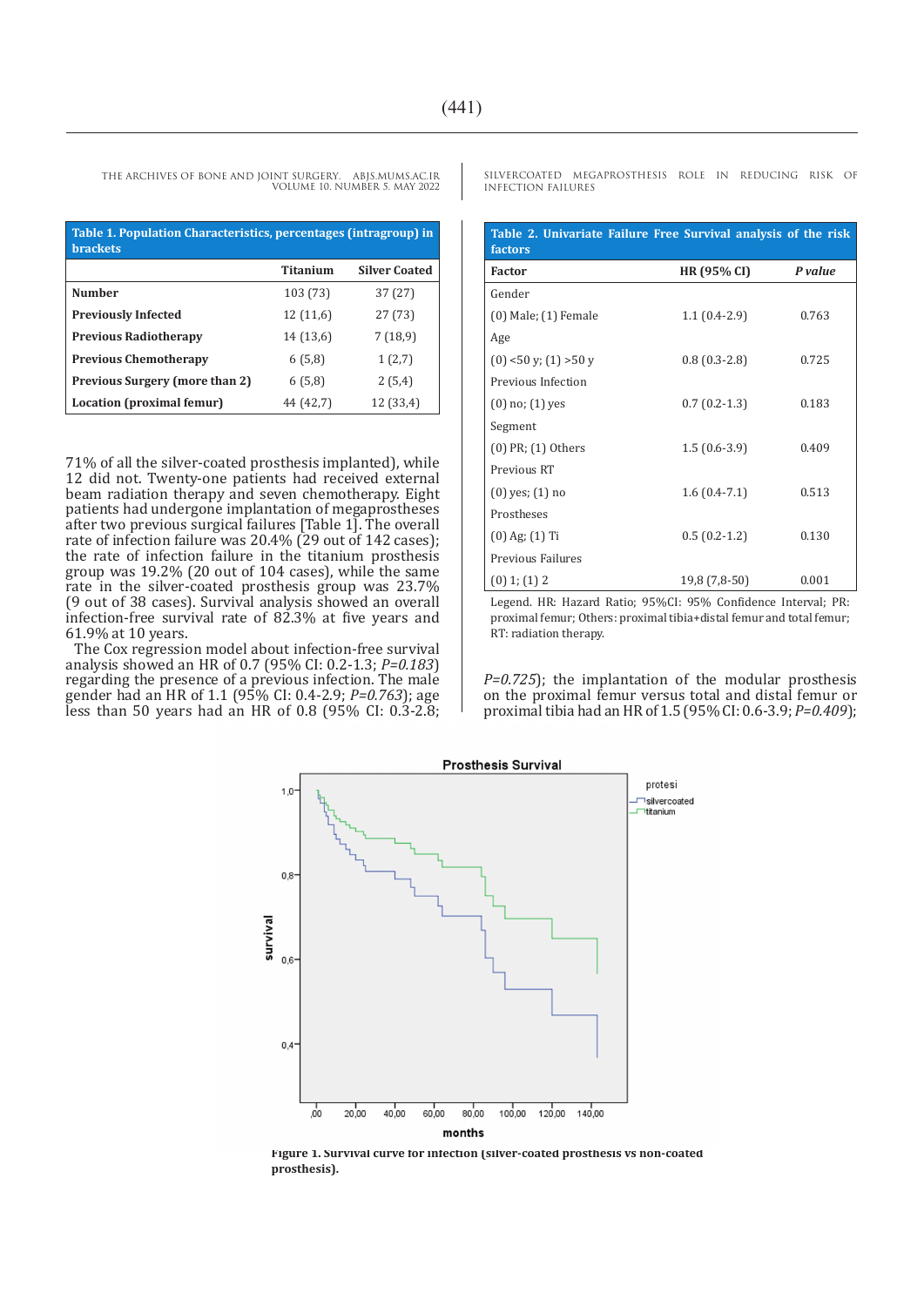**Table 1. Population Characteristics, percentages (intragroup) in brackets**

| | Titanium | Silver Coated |
|---|---|---|
| **Number** | 103 (73) | 37 (27) |
| **Previously Infected** | 12 (11,6) | 27 (73) |
| **Previous Radiotherapy** | 14 (13,6) | 7 (18,9) |
| **Previous Chemotherapy** | 6 (5,8) | 1 (2,7) |
| **Previous Surgery (more than 2)** | 6 (5,8) | 2 (5,4) |
| **Location (proximal femur)** | 44 (42,7) | 12 (33,4) |

71% of all the silver-coated prosthesis implanted), while 12 did not. Twenty-one patients had received external beam radiation therapy and seven chemotherapy. Eight patients had undergone implantation of megaprostheses after two previous surgical failures [Table 1]. The overall rate of infection failure was 20.4% (29 out of 142 cases); the rate of infection failure in the titanium prosthesis group was 19.2% (20 out of 104 cases), while the same rate in the silver-coated prosthesis group was 23.7% (9 out of 38 cases). Survival analysis showed an overall infection-free survival rate of 82.3% at five years and 61.9% at 10 years.

The Cox regression model about infection-free survival analysis showed an HR of 0.7 (95% CI: 0.2-1.3; *P=0.183*) regarding the presence of a previous infection. The male gender had an HR of 1.1 (95% CI: 0.4-2.9; *P=0.763*); age less than 50 years had an HR of 0.8 (95% CI: 0.3-2.8; *P=0.725*); the implantation of the modular prosthesis on the proximal femur versus total and distal femur or proximal tibia had an HR of 1.5 (95% CI: 0.6-3.9; *P=0.409*);

**Table 2. Univariate Failure Free Survival analysis of the risk factors**

| Factor | HR (95% CI) | *P value* |
|---|---|---|
| Gender | | |
| (0) Male; (1) Female | 1.1 (0.4-2.9) | 0.763 |
| Age | | |
| (0) <50 y; (1) >50 y | 0.8 (0.3-2.8) | 0.725 |
| Previous Infection | | |
| (0) no; (1) yes | 0.7 (0.2-1.3) | 0.183 |
| Segment | | |
| (0) PR; (1) Others | 1.5 (0.6-3.9) | 0.409 |
| Previous RT | | |
| (0) yes; (1) no | 1.6 (0.4-7.1) | 0.513 |
| Prostheses | | |
| (0) Ag; (1) Ti | 0.5 (0.2-1.2) | 0.130 |
| Previous Failures | | |
| (0) 1; (1) 2 | 19,8 (7,8-50) | 0.001 |

Legend. HR: Hazard Ratio; 95%CI: 95% Confidence Interval; PR: proximal femur; Others: proximal tibia+distal femur and total femur; RT: radiation therapy.

**Figure 1. Survival curve for infection (silver-coated prosthesis vs non-coated prosthesis).**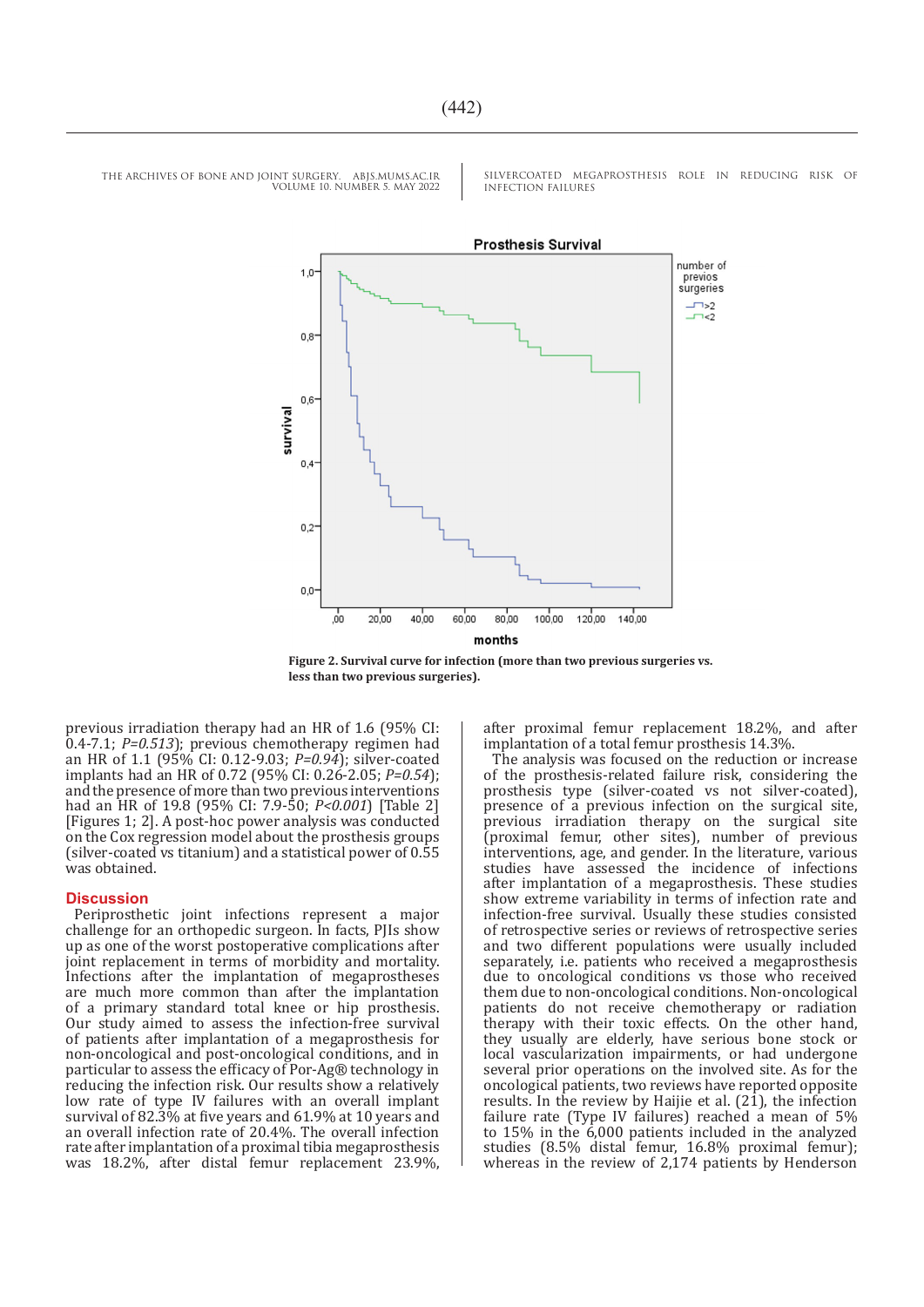Prosthesis Survival

**Figure 2. Survival curve for infection (more than two previous surgeries vs. less than two previous surgeries).**

previous irradiation therapy had an HR of 1.6 (95% CI: 0.4-7.1; *P=0.513*); previous chemotherapy regimen had an HR of 1.1 (95% CI: 0.12-9.03; *P=0.94*); silver-coated implants had an HR of 0.72 (95% CI: 0.26-2.05; *P=0.54*); and the presence of more than two previous interventions had an HR of 19.8 (95% CI: 7.9-50; *P<0.001*) [Table 2] [Figures 1; 2]. A post-hoc power analysis was conducted on the Cox regression model about the prosthesis groups (silver-coated vs titanium) and a statistical power of 0.55 was obtained.

## Discussion

Periprosthetic joint infections represent a major challenge for an orthopedic surgeon. In facts, PJIs show up as one of the worst postoperative complications after joint replacement in terms of morbidity and mortality. Infections after the implantation of megaprostheses are much more common than after the implantation of a primary standard total knee or hip prosthesis. Our study aimed to assess the infection-free survival of patients after implantation of a megaprosthesis for non-oncological and post-oncological conditions, and in particular to assess the efficacy of Por-Ag® technology in reducing the infection risk. Our results show a relatively low rate of type IV failures with an overall implant survival of 82.3% at five years and 61.9% at 10 years and an overall infection rate of 20.4%. The overall infection rate after implantation of a proximal tibia megaprosthesis was 18.2%, after distal femur replacement 23.9%, after proximal femur replacement 18.2%, and after implantation of a total femur prosthesis 14.3%.

The analysis was focused on the reduction or increase of the prosthesis-related failure risk, considering the prosthesis type (silver-coated vs not silver-coated), presence of a previous infection on the surgical site, previous irradiation therapy on the surgical site (proximal femur, other sites), number of previous interventions, age, and gender. In the literature, various studies have assessed the incidence of infections after implantation of a megaprosthesis. These studies show extreme variability in terms of infection rate and infection-free survival. Usually these studies consisted of retrospective series or reviews of retrospective series and two different populations were usually included separately, i.e. patients who received a megaprosthesis due to oncological conditions vs those who received them due to non-oncological conditions. Non-oncological patients do not receive chemotherapy or radiation therapy with their toxic effects. On the other hand, they usually are elderly, have serious bone stock or local vascularization impairments, or had undergone several prior operations on the involved site. As for the oncological patients, two reviews have reported opposite results. In the review by Haijie et al. (21), the infection failure rate (Type IV failures) reached a mean of 5% to 15% in the 6,000 patients included in the analyzed studies (8.5% distal femur, 16.8% proximal femur); whereas in the review of 2,174 patients by Henderson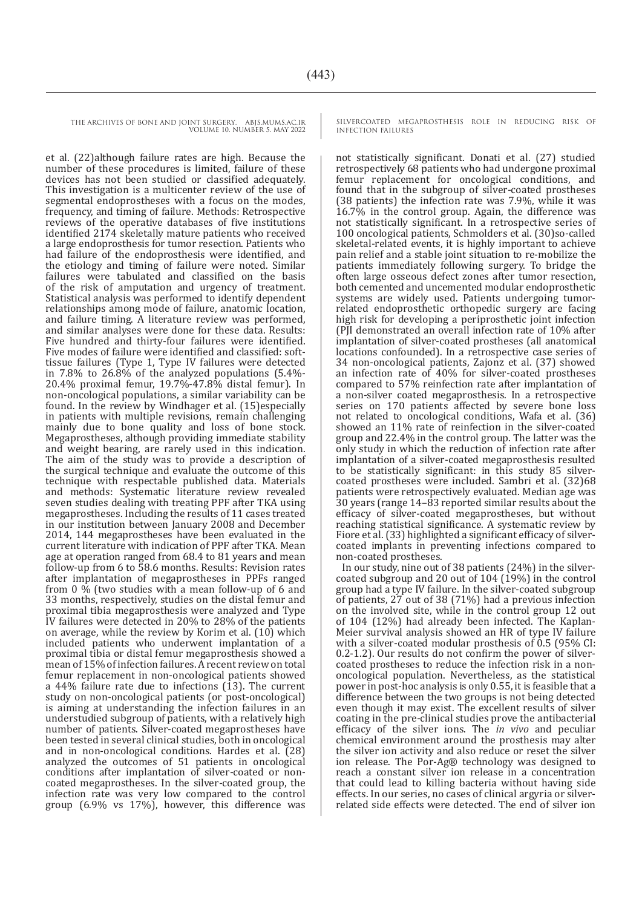et al. (22)although failure rates are high. Because the number of these procedures is limited, failure of these devices has not been studied or classified adequately. This investigation is a multicenter review of the use of segmental endoprostheses with a focus on the modes, frequency, and timing of failure. Methods: Retrospective reviews of the operative databases of five institutions identified 2174 skeletally mature patients who received a large endoprosthesis for tumor resection. Patients who had failure of the endoprosthesis were identified, and the etiology and timing of failure were noted. Similar failures were tabulated and classified on the basis of the risk of amputation and urgency of treatment. Statistical analysis was performed to identify dependent relationships among mode of failure, anatomic location, and failure timing. A literature review was performed, and similar analyses were done for these data. Results: Five hundred and thirty-four failures were identified. Five modes of failure were identified and classified: soft-tissue failures (Type 1, Type IV failures were detected in 7.8% to 26.8% of the analyzed populations (5.4%-20.4% proximal femur, 19.7%-47.8% distal femur). In non-oncological populations, a similar variability can be found. In the review by Windhager et al. (15)especially in patients with multiple revisions, remain challenging mainly due to bone quality and loss of bone stock. Megaprostheses, although providing immediate stability and weight bearing, are rarely used in this indication. The aim of the study was to provide a description of the surgical technique and evaluate the outcome of this technique with respectable published data. Materials and methods: Systematic literature review revealed seven studies dealing with treating PPF after TKA using megaprostheses. Including the results of 11 cases treated in our institution between January 2008 and December 2014, 144 megaprostheses have been evaluated in the current literature with indication of PPF after TKA. Mean age at operation ranged from 68.4 to 81 years and mean follow-up from 6 to 58.6 months. Results: Revision rates after implantation of megaprostheses in PPFs ranged from 0 % (two studies with a mean follow-up of 6 and 33 months, respectively, studies on the distal femur and proximal tibia megaprosthesis were analyzed and Type IV failures were detected in 20% to 28% of the patients on average, while the review by Korim et al. (10) which included patients who underwent implantation of a proximal tibia or distal femur megaprosthesis showed a mean of 15% of infection failures. A recent review on total femur replacement in non-oncological patients showed a 44% failure rate due to infections (13). The current study on non-oncological patients (or post-oncological) is aiming at understanding the infection failures in an understudied subgroup of patients, with a relatively high number of patients. Silver-coated megaprostheses have been tested in several clinical studies, both in oncological and in non-oncological conditions. Hardes et al. (28) analyzed the outcomes of 51 patients in oncological conditions after implantation of silver-coated or non-coated megaprostheses. In the silver-coated group, the infection rate was very low compared to the control group (6.9% vs 17%), however, this difference was not statistically significant. Donati et al. (27) studied retrospectively 68 patients who had undergone proximal femur replacement for oncological conditions, and found that in the subgroup of silver-coated prostheses (38 patients) the infection rate was 7.9%, while it was 16.7% in the control group. Again, the difference was not statistically significant. In a retrospective series of 100 oncological patients, Schmolders et al. (30)so-called skeletal-related events, it is highly important to achieve pain relief and a stable joint situation to re-mobilize the patients immediately following surgery. To bridge the often large osseous defect zones after tumor resection, both cemented and uncemented modular endoprosthetic systems are widely used. Patients undergoing tumor-related endoprosthetic orthopedic surgery are facing high risk for developing a periprosthetic joint infection (PJI demonstrated an overall infection rate of 10% after implantation of silver-coated prostheses (all anatomical locations confounded). In a retrospective case series of 34 non-oncological patients, Zajonz et al. (37) showed an infection rate of 40% for silver-coated prostheses compared to 57% reinfection rate after implantation of a non-silver coated megaprosthesis. In a retrospective series on 170 patients affected by severe bone loss not related to oncological conditions, Wafa et al. (36) showed an 11% rate of reinfection in the silver-coated group and 22.4% in the control group. The latter was the only study in which the reduction of infection rate after implantation of a silver-coated megaprosthesis resulted to be statistically significant: in this study 85 silver-coated prostheses were included. Sambri et al. (32)68 patients were retrospectively evaluated. Median age was 30 years (range 14–83 reported similar results about the efficacy of silver-coated megaprostheses, but without reaching statistical significance. A systematic review by Fiore et al. (33) highlighted a significant efficacy of silver-coated implants in preventing infections compared to non-coated prostheses.

In our study, nine out of 38 patients (24%) in the silver-coated subgroup and 20 out of 104 (19%) in the control group had a type IV failure. In the silver-coated subgroup of patients, 27 out of 38 (71%) had a previous infection on the involved site, while in the control group 12 out of 104 (12%) had already been infected. The Kaplan-Meier survival analysis showed an HR of type IV failure with a silver-coated modular prosthesis of 0.5 (95% CI: 0.2-1.2). Our results do not confirm the power of silver-coated prostheses to reduce the infection risk in a non-oncological population. Nevertheless, as the statistical power in post-hoc analysis is only 0.55, it is feasible that a difference between the two groups is not being detected even though it may exist. The excellent results of silver coating in the pre-clinical studies prove the antibacterial efficacy of the silver ions. The *in vivo* and peculiar chemical environment around the prosthesis may alter the silver ion activity and also reduce or reset the silver ion release. The Por-Ag® technology was designed to reach a constant silver ion release in a concentration that could lead to killing bacteria without having side effects. In our series, no cases of clinical argyria or silver-related side effects were detected. The end of silver ion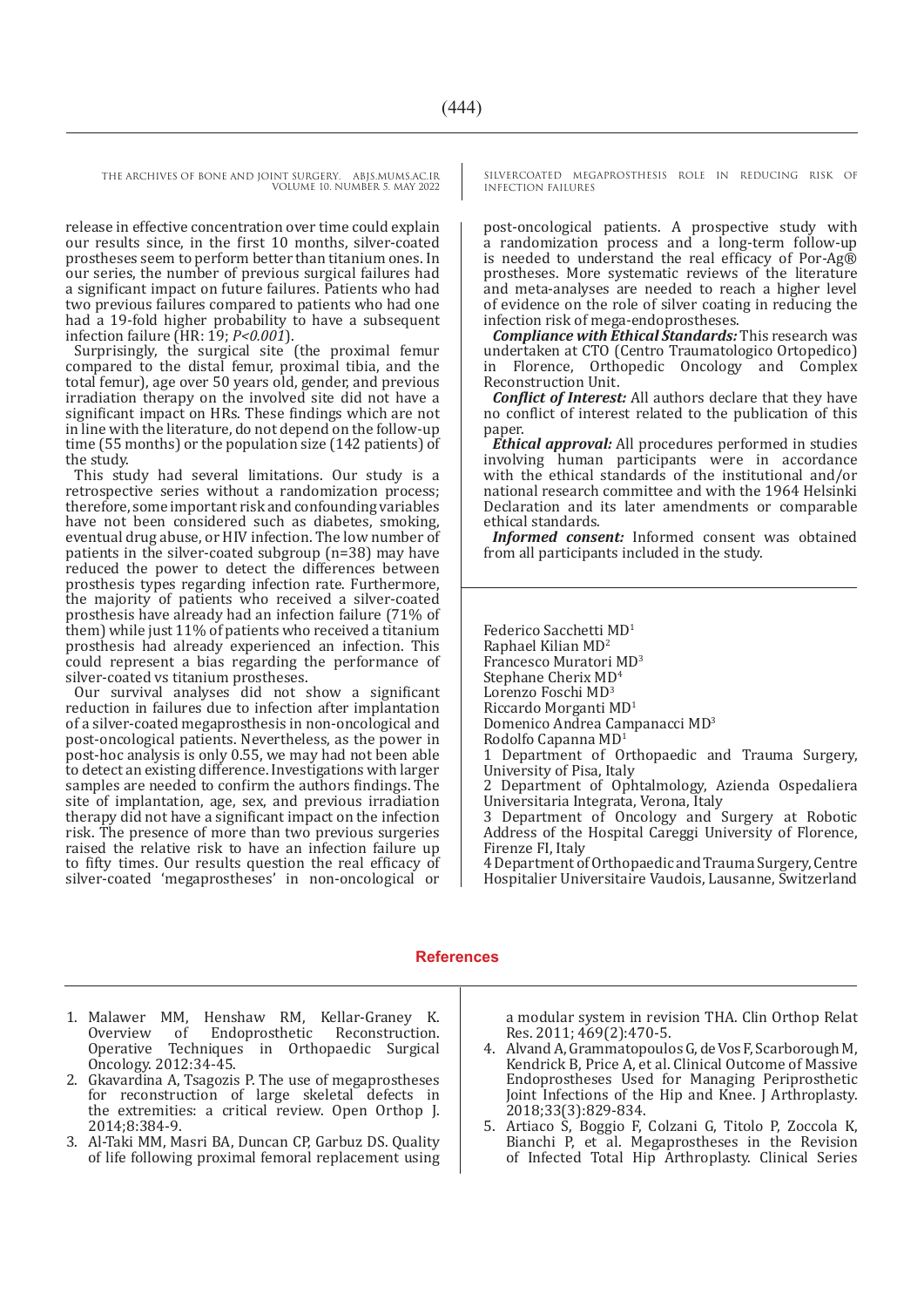release in effective concentration over time could explain our results since, in the first 10 months, silver-coated prostheses seem to perform better than titanium ones. In our series, the number of previous surgical failures had a significant impact on future failures. Patients who had two previous failures compared to patients who had one had a 19-fold higher probability to have a subsequent infection failure (HR: 19; *P<0.001*).

Surprisingly, the surgical site (the proximal femur compared to the distal femur, proximal tibia, and the total femur), age over 50 years old, gender, and previous irradiation therapy on the involved site did not have a significant impact on HRs. These findings which are not in line with the literature, do not depend on the follow-up time (55 months) or the population size (142 patients) of the study.

This study had several limitations. Our study is a retrospective series without a randomization process; therefore, some important risk and confounding variables have not been considered such as diabetes, smoking, eventual drug abuse, or HIV infection. The low number of patients in the silver-coated subgroup (n=38) may have reduced the power to detect the differences between prosthesis types regarding infection rate. Furthermore, the majority of patients who received a silver-coated prosthesis have already had an infection failure (71% of them) while just 11% of patients who received a titanium prosthesis had already experienced an infection. This could represent a bias regarding the performance of silver-coated vs titanium prostheses.

Our survival analyses did not show a significant reduction in failures due to infection after implantation of a silver-coated megaprosthesis in non-oncological and post-oncological patients. Nevertheless, as the power in post-hoc analysis is only 0.55, we may had not been able to detect an existing difference. Investigations with larger samples are needed to confirm the authors findings. The site of implantation, age, sex, and previous irradiation therapy did not have a significant impact on the infection risk. The presence of more than two previous surgeries raised the relative risk to have an infection failure up to fifty times. Our results question the real efficacy of silver-coated 'megaprostheses' in non-oncological or post-oncological patients. A prospective study with a randomization process and a long-term follow-up is needed to understand the real efficacy of Por-Ag® prostheses. More systematic reviews of the literature and meta-analyses are needed to reach a higher level of evidence on the role of silver coating in reducing the infection risk of mega-endoprostheses.

***Compliance with Ethical Standards:*** This research was undertaken at CTO (Centro Traumatologico Ortopedico) in Florence, Orthopedic Oncology and Complex Reconstruction Unit.

***Conflict of Interest:*** All authors declare that they have no conflict of interest related to the publication of this paper.

***Ethical approval:*** All procedures performed in studies involving human participants were in accordance with the ethical standards of the institutional and/or national research committee and with the 1964 Helsinki Declaration and its later amendments or comparable ethical standards.

***Informed consent:*** Informed consent was obtained from all participants included in the study.

Federico Sacchetti MD[1]
Raphael Kilian MD[2]
Francesco Muratori MD[3]
Stephane Cherix MD[4]
Lorenzo Foschi MD[3]
Riccardo Morganti MD[1]
Domenico Andrea Campanacci MD[3]
Rodolfo Capanna MD[1]
1 Department of Orthopaedic and Trauma Surgery, University of Pisa, Italy
2 Department of Ophtalmology, Azienda Ospedaliera Universitaria Integrata, Verona, Italy
3 Department of Oncology and Surgery at Robotic Address of the Hospital Careggi University of Florence, Firenze FI, Italy
4 Department of Orthopaedic and Trauma Surgery, Centre Hospitalier Universitaire Vaudois, Lausanne, Switzerland

## References

1. Malawer MM, Henshaw RM, Kellar-Graney K. Overview of Endoprosthetic Reconstruction. Operative Techniques in Orthopaedic Surgical Oncology. 2012:34-45.
2. Gkavardina A, Tsagozis P. The use of megaprostheses for reconstruction of large skeletal defects in the extremities: a critical review. Open Orthop J. 2014;8:384-9.
3. Al-Taki MM, Masri BA, Duncan CP, Garbuz DS. Quality of life following proximal femoral replacement using a modular system in revision THA. Clin Orthop Relat Res. 2011; 469(2):470-5.
4. Alvand A, Grammatopoulos G, de Vos F, Scarborough M, Kendrick B, Price A, et al. Clinical Outcome of Massive Endoprostheses Used for Managing Periprosthetic Joint Infections of the Hip and Knee. J Arthroplasty. 2018;33(3):829-834.
5. Artiaco S, Boggio F, Colzani G, Titolo P, Zoccola K, Bianchi P, et al. Megaprostheses in the Revision of Infected Total Hip Arthroplasty. Clinical Series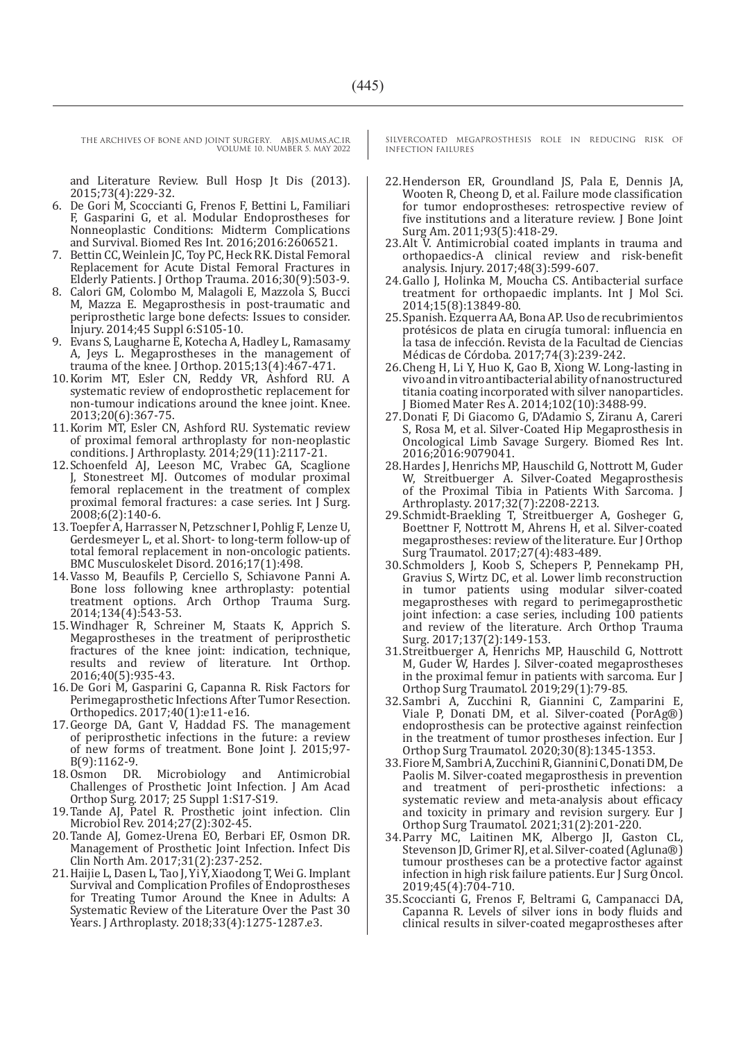and Literature Review. Bull Hosp Jt Dis (2013). 2015;73(4):229-32.

6. De Gori M, Scoccianti G, Frenos F, Bettini L, Familiari F, Gasparini G, et al. Modular Endoprostheses for Nonneoplastic Conditions: Midterm Complications and Survival. Biomed Res Int. 2016;2016:2606521.
7. Bettin CC, Weinlein JC, Toy PC, Heck RK. Distal Femoral Replacement for Acute Distal Femoral Fractures in Elderly Patients. J Orthop Trauma. 2016;30(9):503-9.
8. Calori GM, Colombo M, Malagoli E, Mazzola S, Bucci M, Mazza E. Megaprosthesis in post-traumatic and periprosthetic large bone defects: Issues to consider. Injury. 2014;45 Suppl 6:S105-10.
9. Evans S, Laugharne E, Kotecha A, Hadley L, Ramasamy A, Jeys L. Megaprostheses in the management of trauma of the knee. J Orthop. 2015;13(4):467-471.
10. Korim MT, Esler CN, Reddy VR, Ashford RU. A systematic review of endoprosthetic replacement for non-tumour indications around the knee joint. Knee. 2013;20(6):367-75.
11. Korim MT, Esler CN, Ashford RU. Systematic review of proximal femoral arthroplasty for non-neoplastic conditions. J Arthroplasty. 2014;29(11):2117-21.
12. Schoenfeld AJ, Leeson MC, Vrabec GA, Scaglione J, Stonestreet MJ. Outcomes of modular proximal femoral replacement in the treatment of complex proximal femoral fractures: a case series. Int J Surg. 2008;6(2):140-6.
13. Toepfer A, Harrasser N, Petzschner I, Pohlig F, Lenze U, Gerdesmeyer L, et al. Short- to long-term follow-up of total femoral replacement in non-oncologic patients. BMC Musculoskelet Disord. 2016;17(1):498.
14. Vasso M, Beaufils P, Cerciello S, Schiavone Panni A. Bone loss following knee arthroplasty: potential treatment options. Arch Orthop Trauma Surg. 2014;134(4):543-53.
15. Windhager R, Schreiner M, Staats K, Apprich S. Megaprostheses in the treatment of periprosthetic fractures of the knee joint: indication, technique, results and review of literature. Int Orthop. 2016;40(5):935-43.
16. De Gori M, Gasparini G, Capanna R. Risk Factors for Perimegaprosthetic Infections After Tumor Resection. Orthopedics. 2017;40(1):e11-e16.
17. George DA, Gant V, Haddad FS. The management of periprosthetic infections in the future: a review of new forms of treatment. Bone Joint J. 2015;97-B(9):1162-9.
18. Osmon DR. Microbiology and Antimicrobial Challenges of Prosthetic Joint Infection. J Am Acad Orthop Surg. 2017; 25 Suppl 1:S17-S19.
19. Tande AJ, Patel R. Prosthetic joint infection. Clin Microbiol Rev. 2014;27(2):302-45.
20. Tande AJ, Gomez-Urena EO, Berbari EF, Osmon DR. Management of Prosthetic Joint Infection. Infect Dis Clin North Am. 2017;31(2):237-252.
21. Haijie L, Dasen L, Tao J, Yi Y, Xiaodong T, Wei G. Implant Survival and Complication Profiles of Endoprostheses for Treating Tumor Around the Knee in Adults: A Systematic Review of the Literature Over the Past 30 Years. J Arthroplasty. 2018;33(4):1275-1287.e3.
22. Henderson ER, Groundland JS, Pala E, Dennis JA, Wooten R, Cheong D, et al. Failure mode classification for tumor endoprostheses: retrospective review of five institutions and a literature review. J Bone Joint Surg Am. 2011;93(5):418-29.
23. Alt V. Antimicrobial coated implants in trauma and orthopaedics-A clinical review and risk-benefit analysis. Injury. 2017;48(3):599-607.
24. Gallo J, Holinka M, Moucha CS. Antibacterial surface treatment for orthopaedic implants. Int J Mol Sci. 2014;15(8):13849-80.
25. Spanish. Ezquerra AA, Bona AP. Uso de recubrimientos protésicos de plata en cirugía tumoral: influencia en la tasa de infección. Revista de la Facultad de Ciencias Médicas de Córdoba. 2017;74(3):239-242.
26. Cheng H, Li Y, Huo K, Gao B, Xiong W. Long-lasting in vivo and in vitro antibacterial ability of nanostructured titania coating incorporated with silver nanoparticles. J Biomed Mater Res A. 2014;102(10):3488-99.
27. Donati F, Di Giacomo G, D'Adamio S, Ziranu A, Careri S, Rosa M, et al. Silver-Coated Hip Megaprosthesis in Oncological Limb Savage Surgery. Biomed Res Int. 2016;2016:9079041.
28. Hardes J, Henrichs MP, Hauschild G, Nottrott M, Guder W, Streitbuerger A. Silver-Coated Megaprosthesis of the Proximal Tibia in Patients With Sarcoma. J Arthroplasty. 2017;32(7):2208-2213.
29. Schmidt-Braekling T, Streitbuerger A, Gosheger G, Boettner F, Nottrott M, Ahrens H, et al. Silver-coated megaprostheses: review of the literature. Eur J Orthop Surg Traumatol. 2017;27(4):483-489.
30. Schmolders J, Koob S, Schepers P, Pennekamp PH, Gravius S, Wirtz DC, et al. Lower limb reconstruction in tumor patients using modular silver-coated megaprostheses with regard to perimegaprosthetic joint infection: a case series, including 100 patients and review of the literature. Arch Orthop Trauma Surg. 2017;137(2):149-153.
31. Streitbuerger A, Henrichs MP, Hauschild G, Nottrott M, Guder W, Hardes J. Silver-coated megaprostheses in the proximal femur in patients with sarcoma. Eur J Orthop Surg Traumatol. 2019;29(1):79-85.
32. Sambri A, Zucchini R, Giannini C, Zamparini E, Viale P, Donati DM, et al. Silver-coated (PorAg®) endoprosthesis can be protective against reinfection in the treatment of tumor prostheses infection. Eur J Orthop Surg Traumatol. 2020;30(8):1345-1353.
33. Fiore M, Sambri A, Zucchini R, Giannini C, Donati DM, De Paolis M. Silver-coated megaprosthesis in prevention and treatment of peri-prosthetic infections: a systematic review and meta-analysis about efficacy and toxicity in primary and revision surgery. Eur J Orthop Surg Traumatol. 2021;31(2):201-220.
34. Parry MC, Laitinen MK, Albergo JI, Gaston CL, Stevenson JD, Grimer RJ, et al. Silver-coated (Agluna®) tumour prostheses can be a protective factor against infection in high risk failure patients. Eur J Surg Oncol. 2019;45(4):704-710.
35. Scoccianti G, Frenos F, Beltrami G, Campanacci DA, Capanna R. Levels of silver ions in body fluids and clinical results in silver-coated megaprostheses after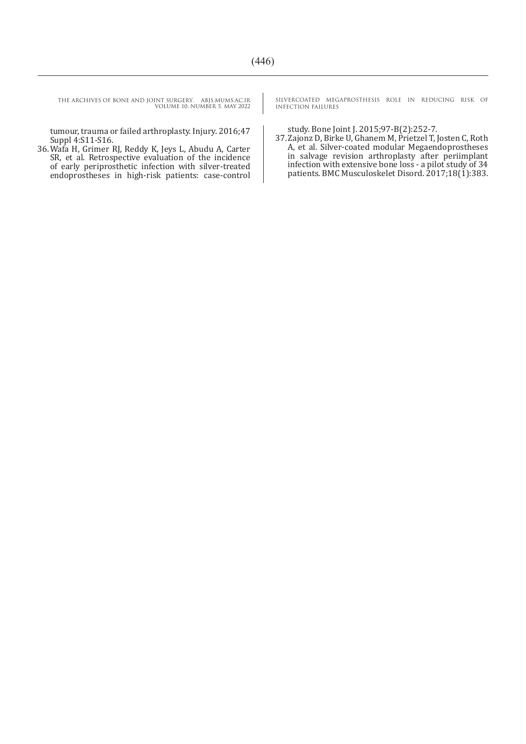tumour, trauma or failed arthroplasty. Injury. 2016;47 Suppl 4:S11-S16.

36. Wafa H, Grimer RJ, Reddy K, Jeys L, Abudu A, Carter SR, et al. Retrospective evaluation of the incidence of early periprosthetic infection with silver-treated endoprostheses in high-risk patients: case-control study. Bone Joint J. 2015;97-B(2):252-7.

37. Zajonz D, Birke U, Ghanem M, Prietzel T, Josten C, Roth A, et al. Silver-coated modular Megaendoprostheses in salvage revision arthroplasty after periimplant infection with extensive bone loss - a pilot study of 34 patients. BMC Musculoskelet Disord. 2017;18(1):383.